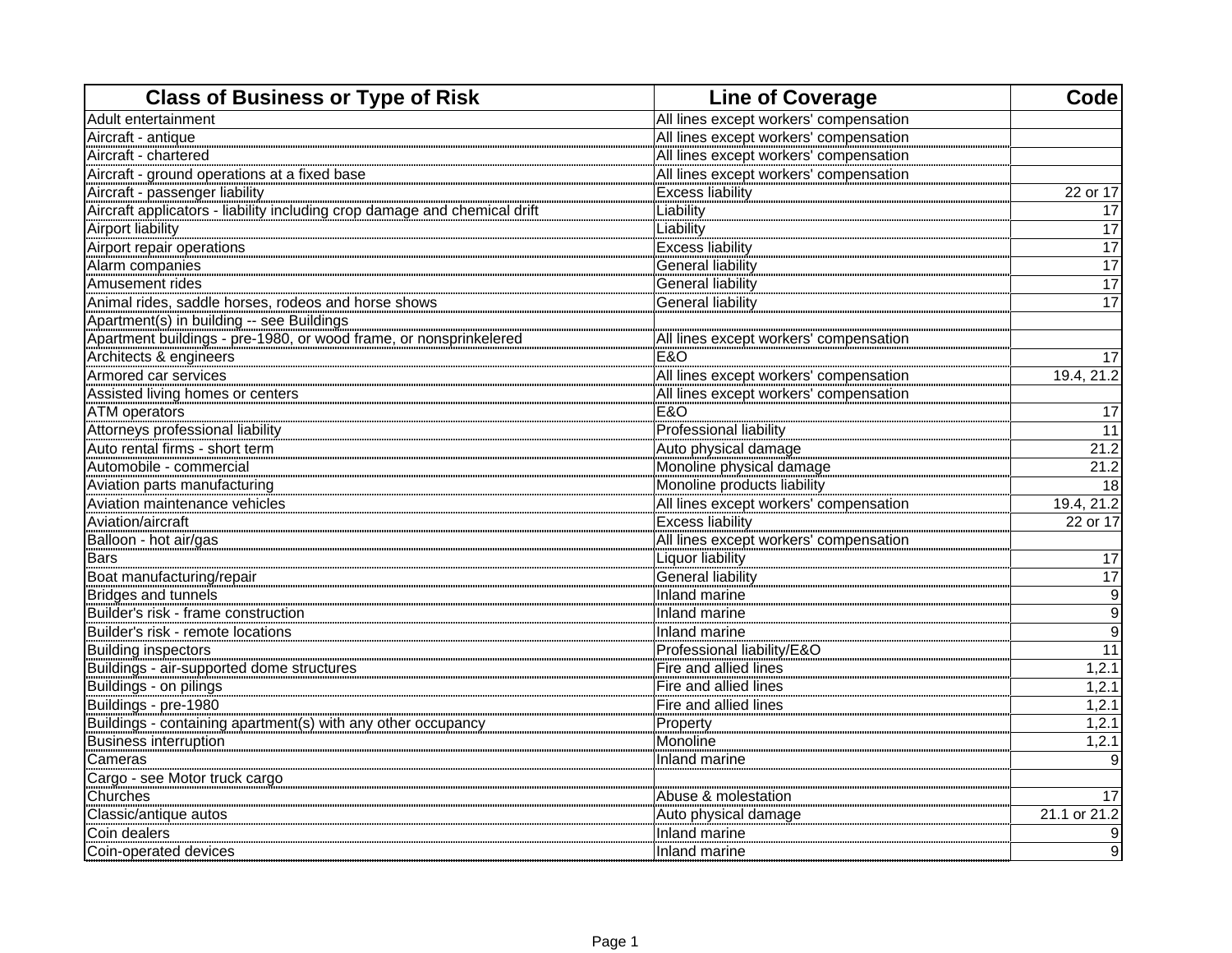| Class of Business or Type of Risk | Line of Coverage | Code |
|---|---|---|
| Adult entertainment | All lines except workers' compensation | |
| Aircraft - antique | All lines except workers' compensation | |
| Aircraft - chartered | All lines except workers' compensation | |
| Aircraft - ground operations at a fixed base | All lines except workers' compensation | |
| Aircraft - passenger liability | Excess liability | 22 or 17 |
| Aircraft applicators - liability including crop damage and chemical drift | Liability | 17 |
| Airport liability | Liability | 17 |
| Airport repair operations | Excess liability | 17 |
| Alarm companies | General liability | 17 |
| Amusement rides | General liability | 17 |
| Animal rides, saddle horses, rodeos and horse shows | General liability | 17 |
| Apartment(s) in building -- see Buildings | | |
| Apartment buildings - pre-1980, or wood frame, or nonsprinkelered | All lines except workers' compensation | |
| Architects & engineers | E&O | 17 |
| Armored car services | All lines except workers' compensation | 19.4, 21.2 |
| Assisted living homes or centers | All lines except workers' compensation | |
| ATM operators | E&O | 17 |
| Attorneys professional liability | Professional liability | 11 |
| Auto rental firms - short term | Auto physical damage | 21.2 |
| Automobile - commercial | Monoline physical damage | 21.2 |
| Aviation parts manufacturing | Monoline products liability | 18 |
| Aviation maintenance vehicles | All lines except workers' compensation | 19.4, 21.2 |
| Aviation/aircraft | Excess liability | 22 or 17 |
| Balloon - hot air/gas | All lines except workers' compensation | |
| Bars | Liquor liability | 17 |
| Boat manufacturing/repair | General liability | 17 |
| Bridges and tunnels | Inland marine | 9 |
| Builder's risk - frame construction | Inland marine | 9 |
| Builder's risk - remote locations | Inland marine | 9 |
| Building inspectors | Professional liability/E&O | 11 |
| Buildings - air-supported dome structures | Fire and allied lines | 1,2.1 |
| Buildings - on pilings | Fire and allied lines | 1,2.1 |
| Buildings - pre-1980 | Fire and allied lines | 1,2.1 |
| Buildings - containing apartment(s) with any other occupancy | Property | 1,2.1 |
| Business interruption | Monoline | 1,2.1 |
| Cameras | Inland marine | 9 |
| Cargo - see Motor truck cargo | | |
| Churches | Abuse & molestation | 17 |
| Classic/antique autos | Auto physical damage | 21.1 or 21.2 |
| Coin dealers | Inland marine | 9 |
| Coin-operated devices | Inland marine | 9 |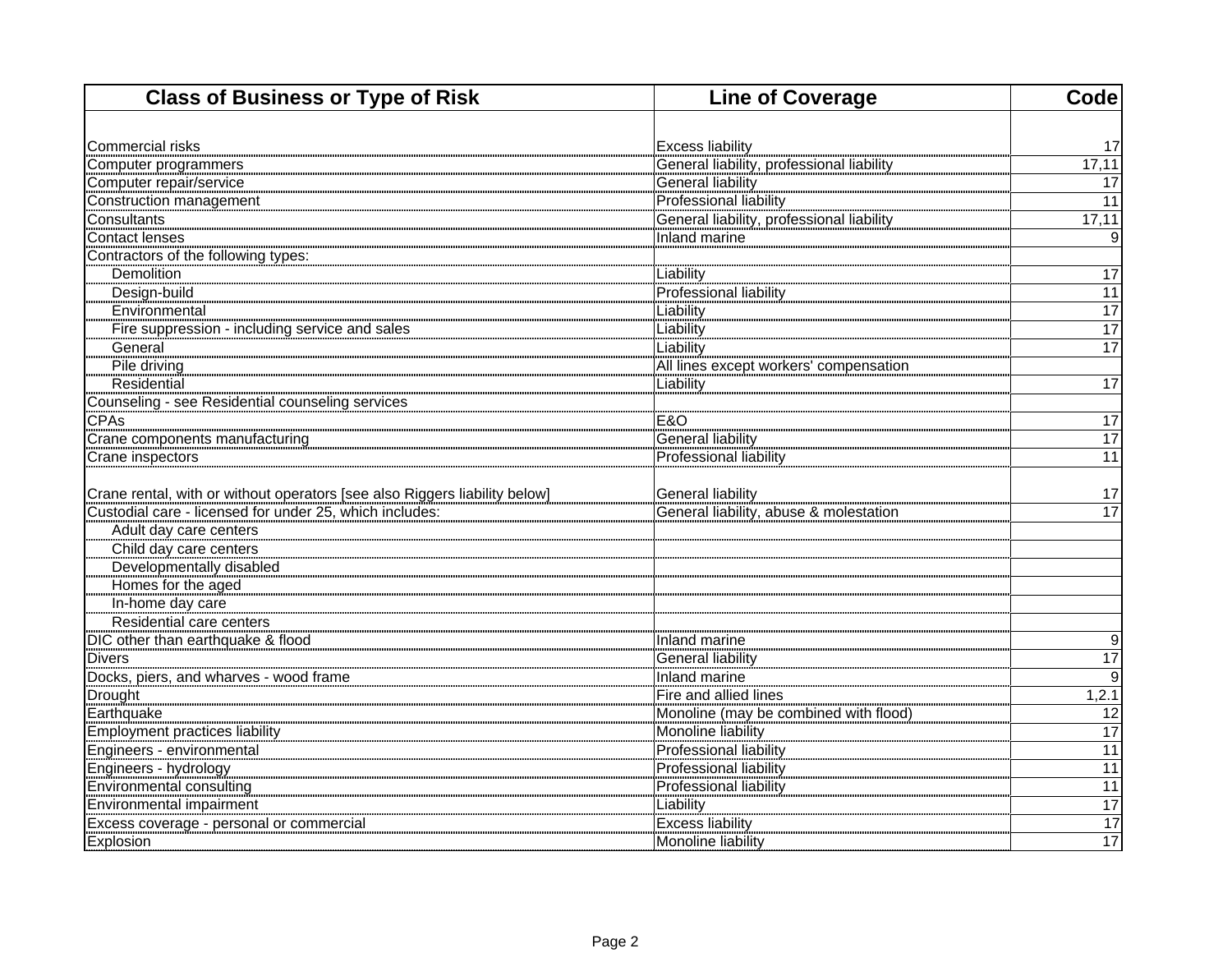| Class of Business or Type of Risk | Line of Coverage | Code |
|---|---|---|
| Commercial risks | Excess liability | 17 |
| Computer programmers | General liability, professional liability | 17,11 |
| Computer repair/service | General liability | 17 |
| Construction management | Professional liability | 11 |
| Consultants | General liability, professional liability | 17,11 |
| Contact lenses | Inland marine | 9 |
| Contractors of the following types: | | |
| Demolition | Liability | 17 |
| Design-build | Professional liability | 11 |
| Environmental | Liability | 17 |
| Fire suppression - including service and sales | Liability | 17 |
| General | Liability | 17 |
| Pile driving | All lines except workers' compensation | |
| Residential | Liability | 17 |
| Counseling - see Residential counseling services | | |
| CPAs | E&O | 17 |
| Crane components manufacturing | General liability | 17 |
| Crane inspectors | Professional liability | 11 |
| Crane rental, with or without operators [see also Riggers liability below] | General liability | 17 |
| Custodial care - licensed for under 25, which includes: | General liability, abuse & molestation | 17 |
| Adult day care centers | | |
| Child day care centers | | |
| Developmentally disabled | | |
| Homes for the aged | | |
| In-home day care | | |
| Residential care centers | | |
| DIC other than earthquake & flood | Inland marine | 9 |
| Divers | General liability | 17 |
| Docks, piers, and wharves - wood frame | Inland marine | 9 |
| Drought | Fire and allied lines | 1,2.1 |
| Earthquake | Monoline (may be combined with flood) | 12 |
| Employment practices liability | Monoline liability | 17 |
| Engineers - environmental | Professional liability | 11 |
| Engineers - hydrology | Professional liability | 11 |
| Environmental consulting | Professional liability | 11 |
| Environmental impairment | Liability | 17 |
| Excess coverage - personal or commercial | Excess liability | 17 |
| Explosion | Monoline liability | 17 |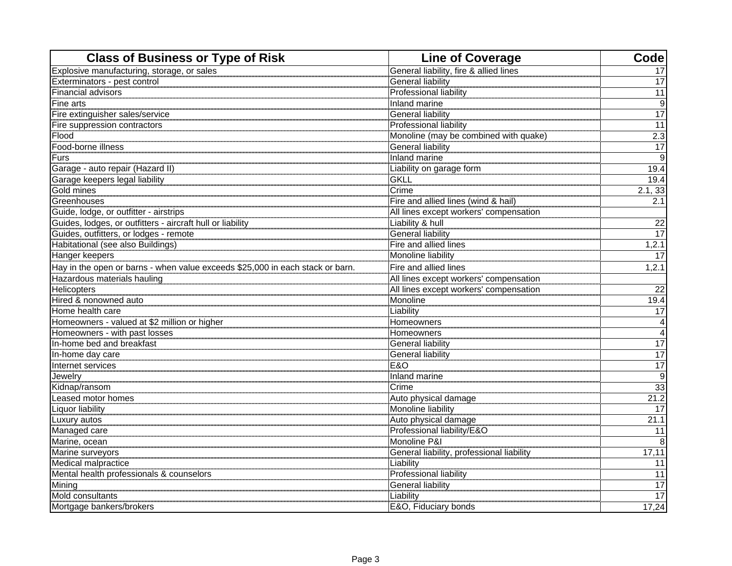| Class of Business or Type of Risk | Line of Coverage | Code |
|---|---|---|
| Explosive manufacturing, storage, or sales | General liability, fire & allied lines | 17 |
| Exterminators - pest control | General liability | 17 |
| Financial advisors | Professional liability | 11 |
| Fine arts | Inland marine | 9 |
| Fire extinguisher sales/service | General liability | 17 |
| Fire suppression contractors | Professional liability | 11 |
| Flood | Monoline (may be combined with quake) | 2.3 |
| Food-borne illness | General liability | 17 |
| Furs | Inland marine | 9 |
| Garage - auto repair (Hazard II) | Liability on garage form | 19.4 |
| Garage keepers legal liability | GKLL | 19.4 |
| Gold mines | Crime | 2.1, 33 |
| Greenhouses | Fire and allied lines (wind & hail) | 2.1 |
| Guide, lodge, or outfitter - airstrips | All lines except workers' compensation | |
| Guides, lodges, or outfitters - aircraft hull or liability | Liability & hull | 22 |
| Guides, outfitters, or lodges - remote | General liability | 17 |
| Habitational (see also Buildings) | Fire and allied lines | 1,2.1 |
| Hanger keepers | Monoline liability | 17 |
| Hay in the open or barns - when value exceeds $25,000 in each stack or barn. | Fire and allied lines | 1,2.1 |
| Hazardous materials hauling | All lines except workers' compensation | |
| Helicopters | All lines except workers' compensation | 22 |
| Hired & nonowned auto | Monoline | 19.4 |
| Home health care | Liability | 17 |
| Homeowners - valued at $2 million or higher | Homeowners | 4 |
| Homeowners - with past losses | Homeowners | 4 |
| In-home bed and breakfast | General liability | 17 |
| In-home day care | General liability | 17 |
| Internet services | E&O | 17 |
| Jewelry | Inland marine | 9 |
| Kidnap/ransom | Crime | 33 |
| Leased motor homes | Auto physical damage | 21.2 |
| Liquor liability | Monoline liability | 17 |
| Luxury autos | Auto physical damage | 21.1 |
| Managed care | Professional liability/E&O | 11 |
| Marine, ocean | Monoline P&I | 8 |
| Marine surveyors | General liability, professional liability | 17,11 |
| Medical malpractice | Liability | 11 |
| Mental health professionals & counselors | Professional liability | 11 |
| Mining | General liability | 17 |
| Mold consultants | Liability | 17 |
| Mortgage bankers/brokers | E&O, Fiduciary bonds | 17,24 |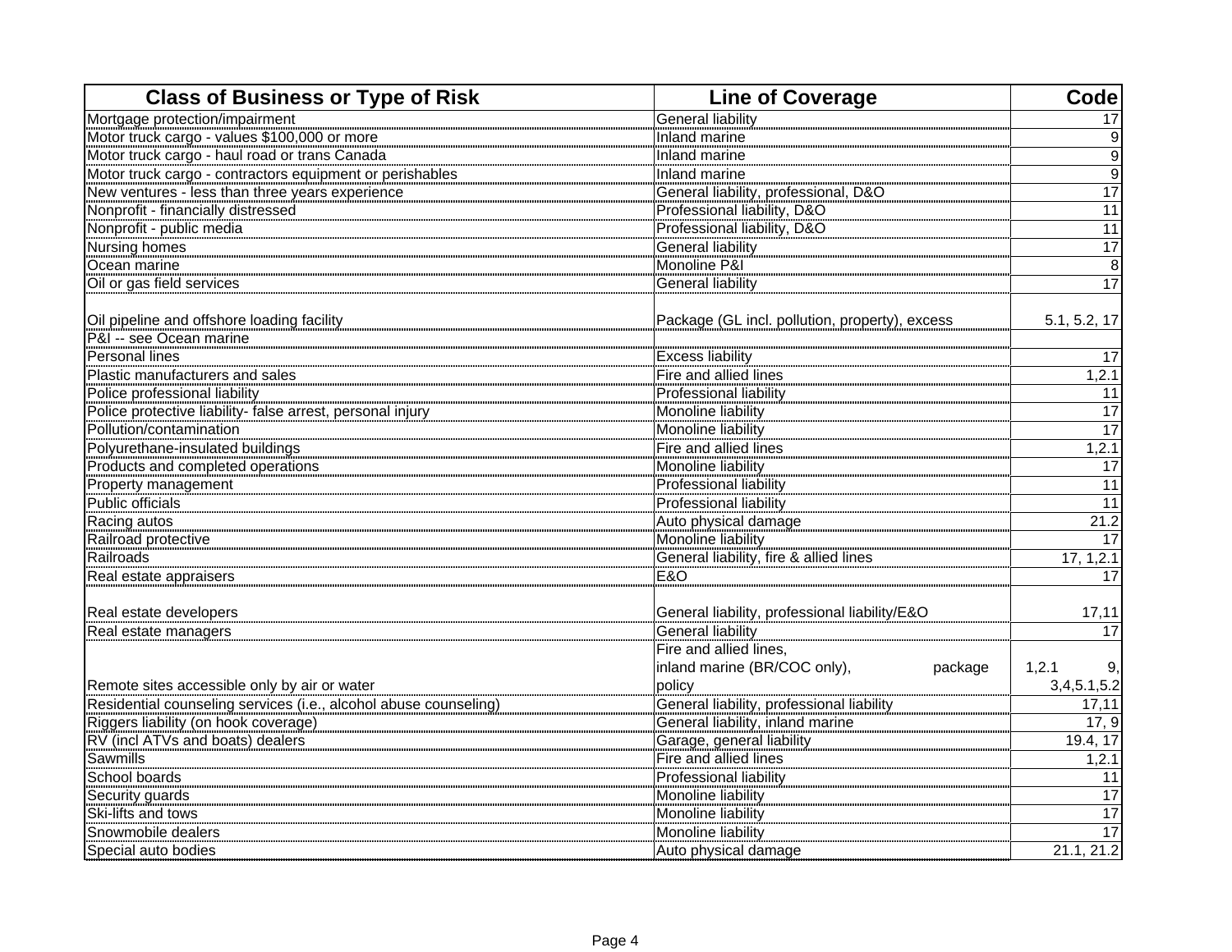| Class of Business or Type of Risk | Line of Coverage | Code |
|---|---|---|
| Mortgage protection/impairment | General liability | 17 |
| Motor truck cargo - values $100,000 or more | Inland marine | 9 |
| Motor truck cargo - haul road or trans Canada | Inland marine | 9 |
| Motor truck cargo - contractors equipment or perishables | Inland marine | 9 |
| New ventures - less than three years experience | General liability, professional, D&O | 17 |
| Nonprofit - financially distressed | Professional liability, D&O | 11 |
| Nonprofit - public media | Professional liability, D&O | 11 |
| Nursing homes | General liability | 17 |
| Ocean marine | Monoline P&I | 8 |
| Oil or gas field services | General liability | 17 |
| Oil pipeline and offshore loading facility | Package (GL incl. pollution, property), excess | 5.1, 5.2, 17 |
| P&I -- see Ocean marine | | |
| Personal lines | Excess liability | 17 |
| Plastic manufacturers and sales | Fire and allied lines | 1,2.1 |
| Police professional liability | Professional liability | 11 |
| Police protective liability- false arrest, personal injury | Monoline liability | 17 |
| Pollution/contamination | Monoline liability | 17 |
| Polyurethane-insulated buildings | Fire and allied lines | 1,2.1 |
| Products and completed operations | Monoline liability | 17 |
| Property management | Professional liability | 11 |
| Public officials | Professional liability | 11 |
| Racing autos | Auto physical damage | 21.2 |
| Railroad protective | Monoline liability | 17 |
| Railroads | General liability, fire & allied lines | 17, 1,2.1 |
| Real estate appraisers | E&O | 17 |
| Real estate developers | General liability, professional liability/E&O | 17,11 |
| Real estate managers | General liability | 17 |
| Remote sites accessible only by air or water | Fire and allied lines, inland marine (BR/COC only), package policy | 1,2.1 9, 3,4,5.1,5.2 |
| Residential counseling services (i.e., alcohol abuse counseling) | General liability, professional liability | 17,11 |
| Riggers liability (on hook coverage) | General liability, inland marine | 17, 9 |
| RV (incl ATVs and boats) dealers | Garage, general liability | 19.4, 17 |
| Sawmills | Fire and allied lines | 1,2.1 |
| School boards | Professional liability | 11 |
| Security guards | Monoline liability | 17 |
| Ski-lifts and tows | Monoline liability | 17 |
| Snowmobile dealers | Monoline liability | 17 |
| Special auto bodies | Auto physical damage | 21.1, 21.2 |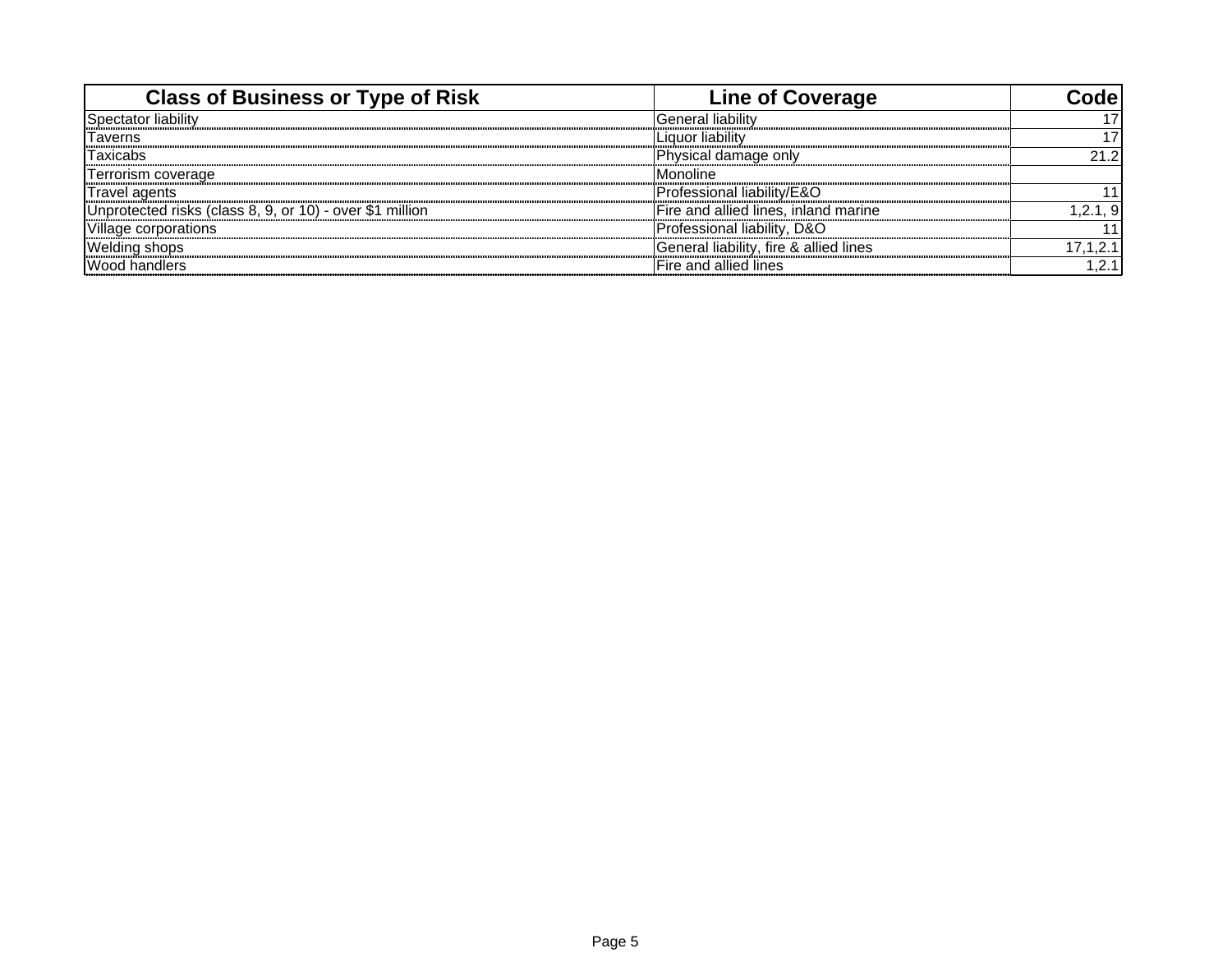| Class of Business or Type of Risk | Line of Coverage | Code |
|---|---|---|
| Spectator liability | General liability | 17 |
| Taverns | Liquor liability | 17 |
| Taxicabs | Physical damage only | 21.2 |
| Terrorism coverage | Monoline | |
| Travel agents | Professional liability/E&O | 11 |
| Unprotected risks (class 8, 9, or 10) - over $1 million | Fire and allied lines, inland marine | 1,2.1, 9 |
| Village corporations | Professional liability, D&O | 11 |
| Welding shops | General liability, fire & allied lines | 17,1,2.1 |
| Wood handlers | Fire and allied lines | 1,2.1 |